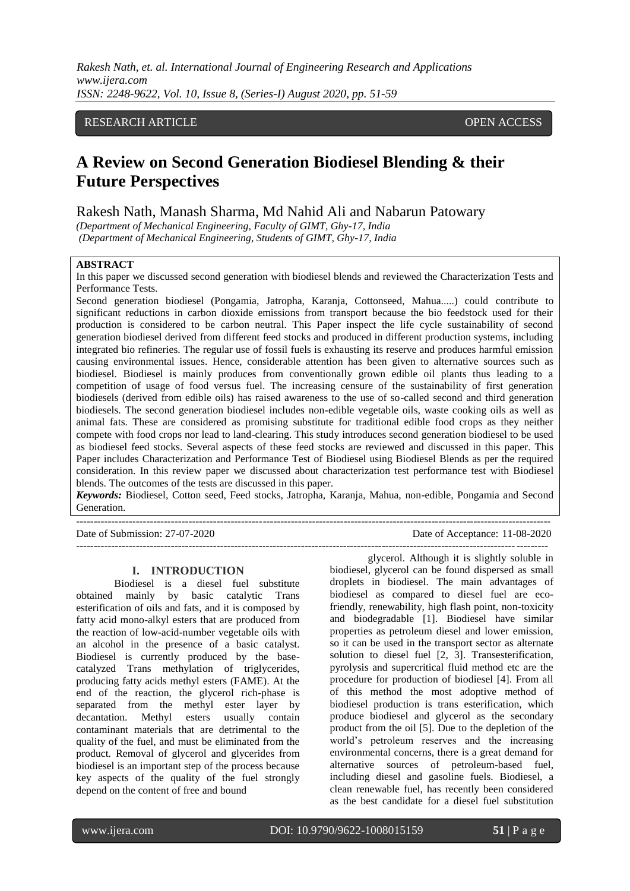RESEARCH ARTICLE OPEN ACCESS

# A Review on Second Generation Biodiesel Blending & their Future Perspectives

Rakesh Nath, Manash Sharma, Md Nahid Ali and Nabarun Patowary

*(Department of Mechanical Engineering, Faculty of GIMT, Ghy-17, India*
*(Department of Mechanical Engineering, Students of GIMT, Ghy-17, India*

**ABSTRACT**

In this paper we discussed second generation with biodiesel blends and reviewed the Characterization Tests and Performance Tests.

Second generation biodiesel (Pongamia, Jatropha, Karanja, Cottonseed, Mahua.....) could contribute to significant reductions in carbon dioxide emissions from transport because the bio feedstock used for their production is considered to be carbon neutral. This Paper inspect the life cycle sustainability of second generation biodiesel derived from different feed stocks and produced in different production systems, including integrated bio refineries. The regular use of fossil fuels is exhausting its reserve and produces harmful emission causing environmental issues. Hence, considerable attention has been given to alternative sources such as biodiesel. Biodiesel is mainly produces from conventionally grown edible oil plants thus leading to a competition of usage of food versus fuel. The increasing censure of the sustainability of first generation biodiesels (derived from edible oils) has raised awareness to the use of so-called second and third generation biodiesels. The second generation biodiesel includes non-edible vegetable oils, waste cooking oils as well as animal fats. These are considered as promising substitute for traditional edible food crops as they neither compete with food crops nor lead to land-clearing. This study introduces second generation biodiesel to be used as biodiesel feed stocks. Several aspects of these feed stocks are reviewed and discussed in this paper. This Paper includes Characterization and Performance Test of Biodiesel using Biodiesel Blends as per the required consideration. In this review paper we discussed about characterization test performance test with Biodiesel blends. The outcomes of the tests are discussed in this paper.

***Keywords:*** Biodiesel, Cotton seed, Feed stocks, Jatropha, Karanja, Mahua, non-edible, Pongamia and Second Generation.

---

Date of Submission: 27-07-2020 Date of Acceptance: 11-08-2020

---

## I. INTRODUCTION

Biodiesel is a diesel fuel substitute obtained mainly by basic catalytic Trans esterification of oils and fats, and it is composed by fatty acid mono-alkyl esters that are produced from the reaction of low-acid-number vegetable oils with an alcohol in the presence of a basic catalyst. Biodiesel is currently produced by the base-catalyzed Trans methylation of triglycerides, producing fatty acids methyl esters (FAME). At the end of the reaction, the glycerol rich-phase is separated from the methyl ester layer by decantation. Methyl esters usually contain contaminant materials that are detrimental to the quality of the fuel, and must be eliminated from the product. Removal of glycerol and glycerides from biodiesel is an important step of the process because key aspects of the quality of the fuel strongly depend on the content of free and bound glycerol. Although it is slightly soluble in biodiesel, glycerol can be found dispersed as small droplets in biodiesel. The main advantages of biodiesel as compared to diesel fuel are eco-friendly, renewability, high flash point, non-toxicity and biodegradable [1]. Biodiesel have similar properties as petroleum diesel and lower emission, so it can be used in the transport sector as alternate solution to diesel fuel [2, 3]. Transesterification, pyrolysis and supercritical fluid method etc are the procedure for production of biodiesel [4]. From all of this method the most adoptive method of biodiesel production is trans esterification, which produce biodiesel and glycerol as the secondary product from the oil [5]. Due to the depletion of the world's petroleum reserves and the increasing environmental concerns, there is a great demand for alternative sources of petroleum-based fuel, including diesel and gasoline fuels. Biodiesel, a clean renewable fuel, has recently been considered as the best candidate for a diesel fuel substitution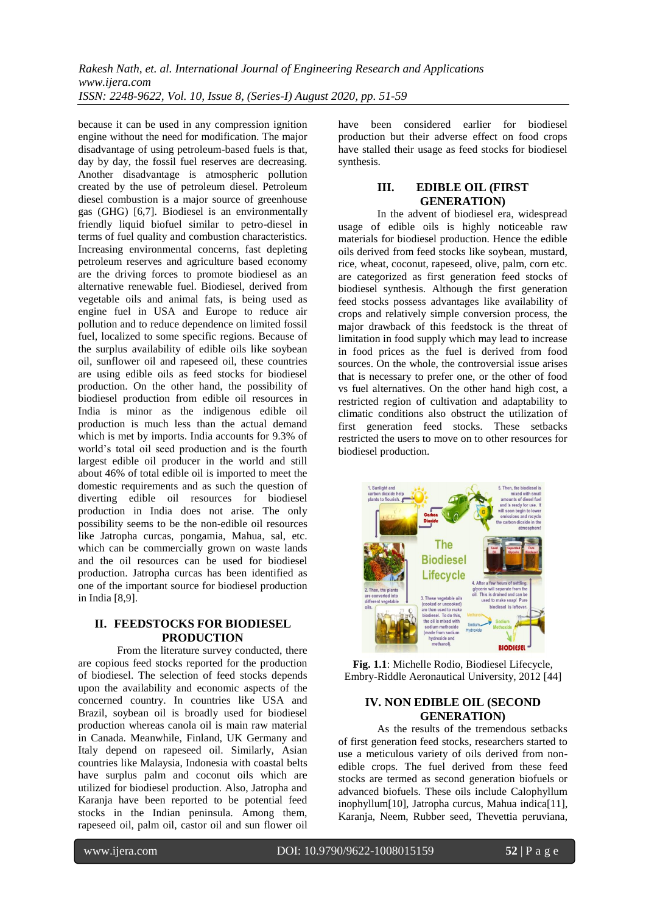because it can be used in any compression ignition engine without the need for modification. The major disadvantage of using petroleum-based fuels is that, day by day, the fossil fuel reserves are decreasing. Another disadvantage is atmospheric pollution created by the use of petroleum diesel. Petroleum diesel combustion is a major source of greenhouse gas (GHG) [6,7]. Biodiesel is an environmentally friendly liquid biofuel similar to petro-diesel in terms of fuel quality and combustion characteristics. Increasing environmental concerns, fast depleting petroleum reserves and agriculture based economy are the driving forces to promote biodiesel as an alternative renewable fuel. Biodiesel, derived from vegetable oils and animal fats, is being used as engine fuel in USA and Europe to reduce air pollution and to reduce dependence on limited fossil fuel, localized to some specific regions. Because of the surplus availability of edible oils like soybean oil, sunflower oil and rapeseed oil, these countries are using edible oils as feed stocks for biodiesel production. On the other hand, the possibility of biodiesel production from edible oil resources in India is minor as the indigenous edible oil production is much less than the actual demand which is met by imports. India accounts for 9.3% of world's total oil seed production and is the fourth largest edible oil producer in the world and still about 46% of total edible oil is imported to meet the domestic requirements and as such the question of diverting edible oil resources for biodiesel production in India does not arise. The only possibility seems to be the non-edible oil resources like Jatropha curcas, pongamia, Mahua, sal, etc. which can be commercially grown on waste lands and the oil resources can be used for biodiesel production. Jatropha curcas has been identified as one of the important source for biodiesel production in India [8,9].

## II. FEEDSTOCKS FOR BIODIESEL PRODUCTION

From the literature survey conducted, there are copious feed stocks reported for the production of biodiesel. The selection of feed stocks depends upon the availability and economic aspects of the concerned country. In countries like USA and Brazil, soybean oil is broadly used for biodiesel production whereas canola oil is main raw material in Canada. Meanwhile, Finland, UK Germany and Italy depend on rapeseed oil. Similarly, Asian countries like Malaysia, Indonesia with coastal belts have surplus palm and coconut oils which are utilized for biodiesel production. Also, Jatropha and Karanja have been reported to be potential feed stocks in the Indian peninsula. Among them, rapeseed oil, palm oil, castor oil and sun flower oil have been considered earlier for biodiesel production but their adverse effect on food crops have stalled their usage as feed stocks for biodiesel synthesis.

## III. EDIBLE OIL (FIRST GENERATION)

In the advent of biodiesel era, widespread usage of edible oils is highly noticeable raw materials for biodiesel production. Hence the edible oils derived from feed stocks like soybean, mustard, rice, wheat, coconut, rapeseed, olive, palm, corn etc. are categorized as first generation feed stocks of biodiesel synthesis. Although the first generation feed stocks possess advantages like availability of crops and relatively simple conversion process, the major drawback of this feedstock is the threat of limitation in food supply which may lead to increase in food prices as the fuel is derived from food sources. On the whole, the controversial issue arises that is necessary to prefer one, or the other of food vs fuel alternatives. On the other hand high cost, a restricted region of cultivation and adaptability to climatic conditions also obstruct the utilization of first generation feed stocks. These setbacks restricted the users to move on to other resources for biodiesel production.

**Fig. 1.1**: Michelle Rodio, Biodiesel Lifecycle, Embry-Riddle Aeronautical University, 2012 [44]

## IV. NON EDIBLE OIL (SECOND GENERATION)

As the results of the tremendous setbacks of first generation feed stocks, researchers started to use a meticulous variety of oils derived from non-edible crops. The fuel derived from these feed stocks are termed as second generation biofuels or advanced biofuels. These oils include Calophyllum inophyllum[10], Jatropha curcus, Mahua indica[11], Karanja, Neem, Rubber seed, Thevettia peruviana,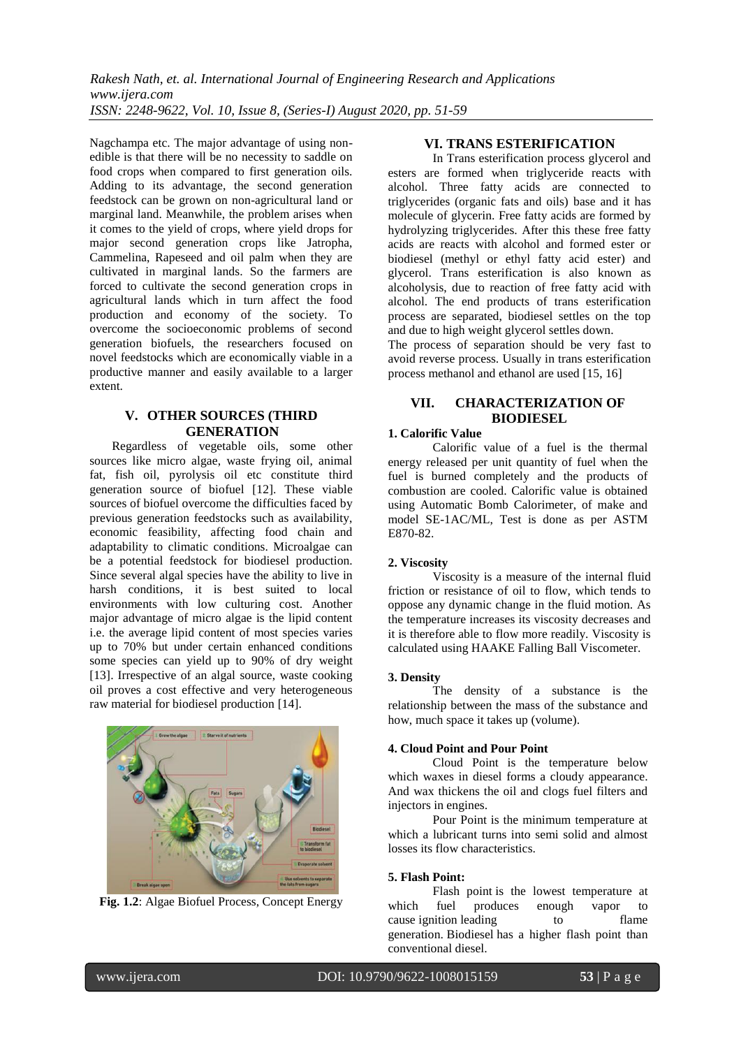Nagchampa etc. The major advantage of using non-edible is that there will be no necessity to saddle on food crops when compared to first generation oils. Adding to its advantage, the second generation feedstock can be grown on non-agricultural land or marginal land. Meanwhile, the problem arises when it comes to the yield of crops, where yield drops for major second generation crops like Jatropha, Cammelina, Rapeseed and oil palm when they are cultivated in marginal lands. So the farmers are forced to cultivate the second generation crops in agricultural lands which in turn affect the food production and economy of the society. To overcome the socioeconomic problems of second generation biofuels, the researchers focused on novel feedstocks which are economically viable in a productive manner and easily available to a larger extent.

## V. OTHER SOURCES (THIRD GENERATION

Regardless of vegetable oils, some other sources like micro algae, waste frying oil, animal fat, fish oil, pyrolysis oil etc constitute third generation source of biofuel [12]. These viable sources of biofuel overcome the difficulties faced by previous generation feedstocks such as availability, economic feasibility, affecting food chain and adaptability to climatic conditions. Microalgae can be a potential feedstock for biodiesel production. Since several algal species have the ability to live in harsh conditions, it is best suited to local environments with low culturing cost. Another major advantage of micro algae is the lipid content i.e. the average lipid content of most species varies up to 70% but under certain enhanced conditions some species can yield up to 90% of dry weight [13]. Irrespective of an algal source, waste cooking oil proves a cost effective and very heterogeneous raw material for biodiesel production [14].

**Fig. 1.2**: Algae Biofuel Process, Concept Energy

## VI. TRANS ESTERIFICATION

In Trans esterification process glycerol and esters are formed when triglyceride reacts with alcohol. Three fatty acids are connected to triglycerides (organic fats and oils) base and it has molecule of glycerin. Free fatty acids are formed by hydrolyzing triglycerides. After this these free fatty acids are reacts with alcohol and formed ester or biodiesel (methyl or ethyl fatty acid ester) and glycerol. Trans esterification is also known as alcoholysis, due to reaction of free fatty acid with alcohol. The end products of trans esterification process are separated, biodiesel settles on the top and due to high weight glycerol settles down.

The process of separation should be very fast to avoid reverse process. Usually in trans esterification process methanol and ethanol are used [15, 16]

## VII. CHARACTERIZATION OF BIODIESEL

### 1. Calorific Value

Calorific value of a fuel is the thermal energy released per unit quantity of fuel when the fuel is burned completely and the products of combustion are cooled. Calorific value is obtained using Automatic Bomb Calorimeter, of make and model SE-1AC/ML, Test is done as per ASTM E870-82.

### 2. Viscosity

Viscosity is a measure of the internal fluid friction or resistance of oil to flow, which tends to oppose any dynamic change in the fluid motion. As the temperature increases its viscosity decreases and it is therefore able to flow more readily. Viscosity is calculated using HAAKE Falling Ball Viscometer.

### 3. Density

The density of a substance is the relationship between the mass of the substance and how, much space it takes up (volume).

### 4. Cloud Point and Pour Point

Cloud Point is the temperature below which waxes in diesel forms a cloudy appearance. And wax thickens the oil and clogs fuel filters and injectors in engines.

Pour Point is the minimum temperature at which a lubricant turns into semi solid and almost losses its flow characteristics.

### 5. Flash Point:

Flash point is the lowest temperature at which fuel produces enough vapor to cause ignition leading to flame generation. Biodiesel has a higher flash point than conventional diesel.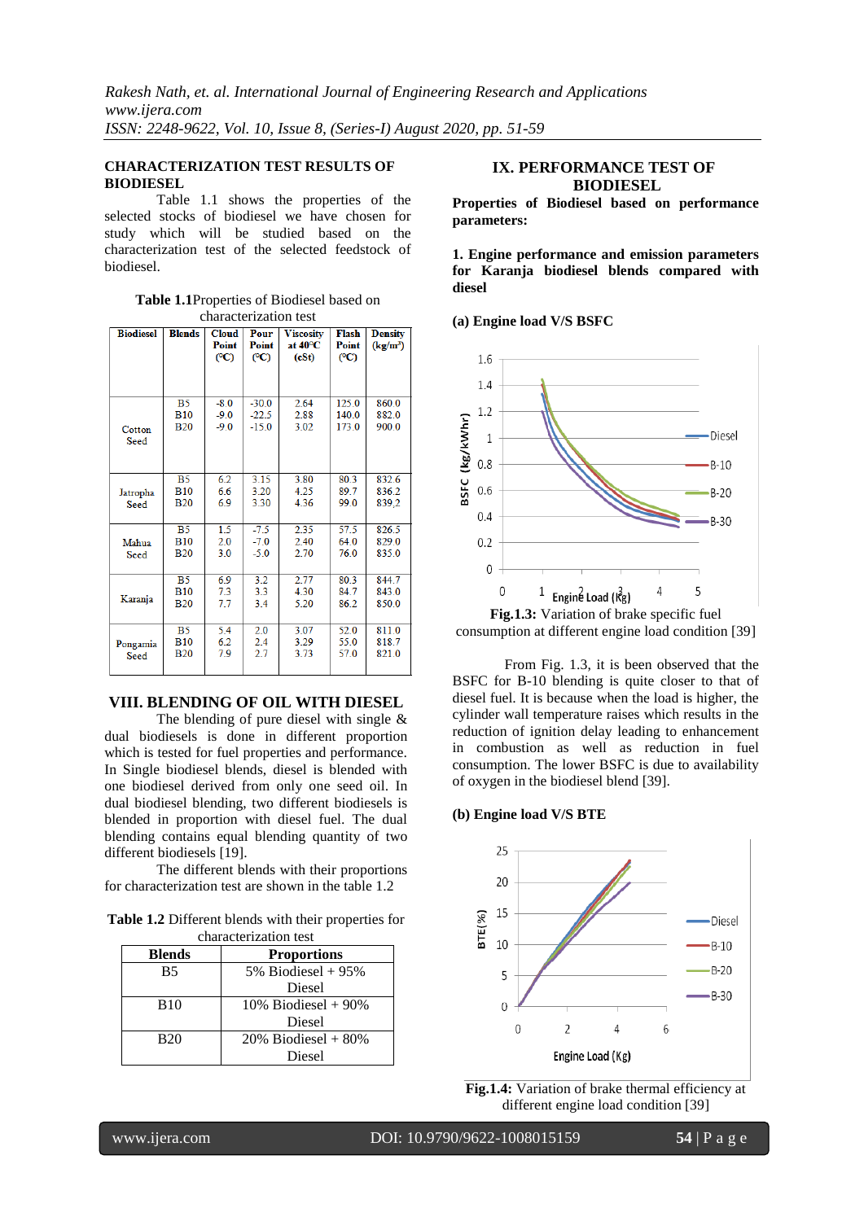## CHARACTERIZATION TEST RESULTS OF BIODIESEL

Table 1.1 shows the properties of the selected stocks of biodiesel we have chosen for study which will be studied based on the characterization test of the selected feedstock of biodiesel.

**Table 1.1**Properties of Biodiesel based on characterization test

| Biodiesel | Blends | Cloud Point (ºC) | Pour Point (ºC) | Viscosity at 40ºC (cSt) | Flash Point (ºC) | Density (kg/m³) |
|---|---|---|---|---|---|---|
| Cotton Seed | B5 | -8.0 | -30.0 | 2.64 | 125.0 | 860.0 |
| | B10 | -9.0 | -22.5 | 2.88 | 140.0 | 882.0 |
| | B20 | -9.0 | -15.0 | 3.02 | 173.0 | 900.0 |
| Jatropha Seed | B5 | 6.2 | 3.15 | 3.80 | 80.3 | 832.6 |
| | B10 | 6.6 | 3.20 | 4.25 | 89.7 | 836.2 |
| | B20 | 6.9 | 3.30 | 4.36 | 99.0 | 839.2 |
| Mahua Seed | B5 | 1.5 | -7.5 | 2.35 | 57.5 | 826.5 |
| | B10 | 2.0 | -7.0 | 2.40 | 64.0 | 829.0 |
| | B20 | 3.0 | -5.0 | 2.70 | 76.0 | 835.0 |
| Karanja | B5 | 6.9 | 3.2 | 2.77 | 80.3 | 844.7 |
| | B10 | 7.3 | 3.3 | 4.30 | 84.7 | 843.0 |
| | B20 | 7.7 | 3.4 | 5.20 | 86.2 | 850.0 |
| Pongamia Seed | B5 | 5.4 | 2.0 | 3.07 | 52.0 | 811.0 |
| | B10 | 6.2 | 2.4 | 3.29 | 55.0 | 818.7 |
| | B20 | 7.9 | 2.7 | 3.73 | 57.0 | 821.0 |

## VIII. BLENDING OF OIL WITH DIESEL

The blending of pure diesel with single & dual biodiesels is done in different proportion which is tested for fuel properties and performance. In Single biodiesel blends, diesel is blended with one biodiesel derived from only one seed oil. In dual biodiesel blending, two different biodiesels is blended in proportion with diesel fuel. The dual blending contains equal blending quantity of two different biodiesels [19].

The different blends with their proportions for characterization test are shown in the table 1.2

**Table 1.2** Different blends with their properties for characterization test

| Blends | Proportions |
|---|---|
| B5 | 5% Biodiesel + 95% Diesel |
| B10 | 10% Biodiesel + 90% Diesel |
| B20 | 20% Biodiesel + 80% Diesel |

## IX. PERFORMANCE TEST OF BIODIESEL

**Properties of Biodiesel based on performance parameters:**

**1. Engine performance and emission parameters for Karanja biodiesel blends compared with diesel**

**(a) Engine load V/S BSFC**

**Fig.1.3:** Variation of brake specific fuel consumption at different engine load condition [39]

From Fig. 1.3, it is been observed that the BSFC for B-10 blending is quite closer to that of diesel fuel. It is because when the load is higher, the cylinder wall temperature raises which results in the reduction of ignition delay leading to enhancement in combustion as well as reduction in fuel consumption. The lower BSFC is due to availability of oxygen in the biodiesel blend [39].

**(b) Engine load V/S BTE**

**Fig.1.4:** Variation of brake thermal efficiency at different engine load condition [39]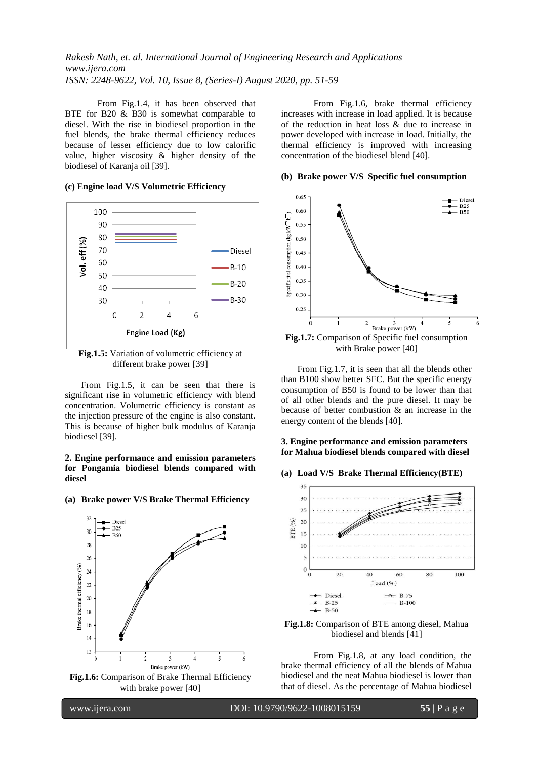From Fig.1.4, it has been observed that BTE for B20 & B30 is somewhat comparable to diesel. With the rise in biodiesel proportion in the fuel blends, the brake thermal efficiency reduces because of lesser efficiency due to low calorific value, higher viscosity & higher density of the biodiesel of Karanja oil [39].

**(c) Engine load V/S Volumetric Efficiency**

**Fig.1.5:** Variation of volumetric efficiency at different brake power [39]

From Fig.1.5, it can be seen that there is significant rise in volumetric efficiency with blend concentration. Volumetric efficiency is constant as the injection pressure of the engine is also constant. This is because of higher bulk modulus of Karanja biodiesel [39].

**2. Engine performance and emission parameters for Pongamia biodiesel blends compared with diesel**

**(a) Brake power V/S Brake Thermal Efficiency**

**Fig.1.6:** Comparison of Brake Thermal Efficiency with brake power [40]

From Fig.1.6, brake thermal efficiency increases with increase in load applied. It is because of the reduction in heat loss & due to increase in power developed with increase in load. Initially, the thermal efficiency is improved with increasing concentration of the biodiesel blend [40].

**(b) Brake power V/S Specific fuel consumption**

**Fig.1.7:** Comparison of Specific fuel consumption with Brake power [40]

From Fig.1.7, it is seen that all the blends other than B100 show better SFC. But the specific energy consumption of B50 is found to be lower than that of all other blends and the pure diesel. It may be because of better combustion & an increase in the energy content of the blends [40].

**3. Engine performance and emission parameters for Mahua biodiesel blends compared with diesel**

**(a) Load V/S Brake Thermal Efficiency(BTE)**

**Fig.1.8:** Comparison of BTE among diesel, Mahua biodiesel and blends [41]

From Fig.1.8, at any load condition, the brake thermal efficiency of all the blends of Mahua biodiesel and the neat Mahua biodiesel is lower than that of diesel. As the percentage of Mahua biodiesel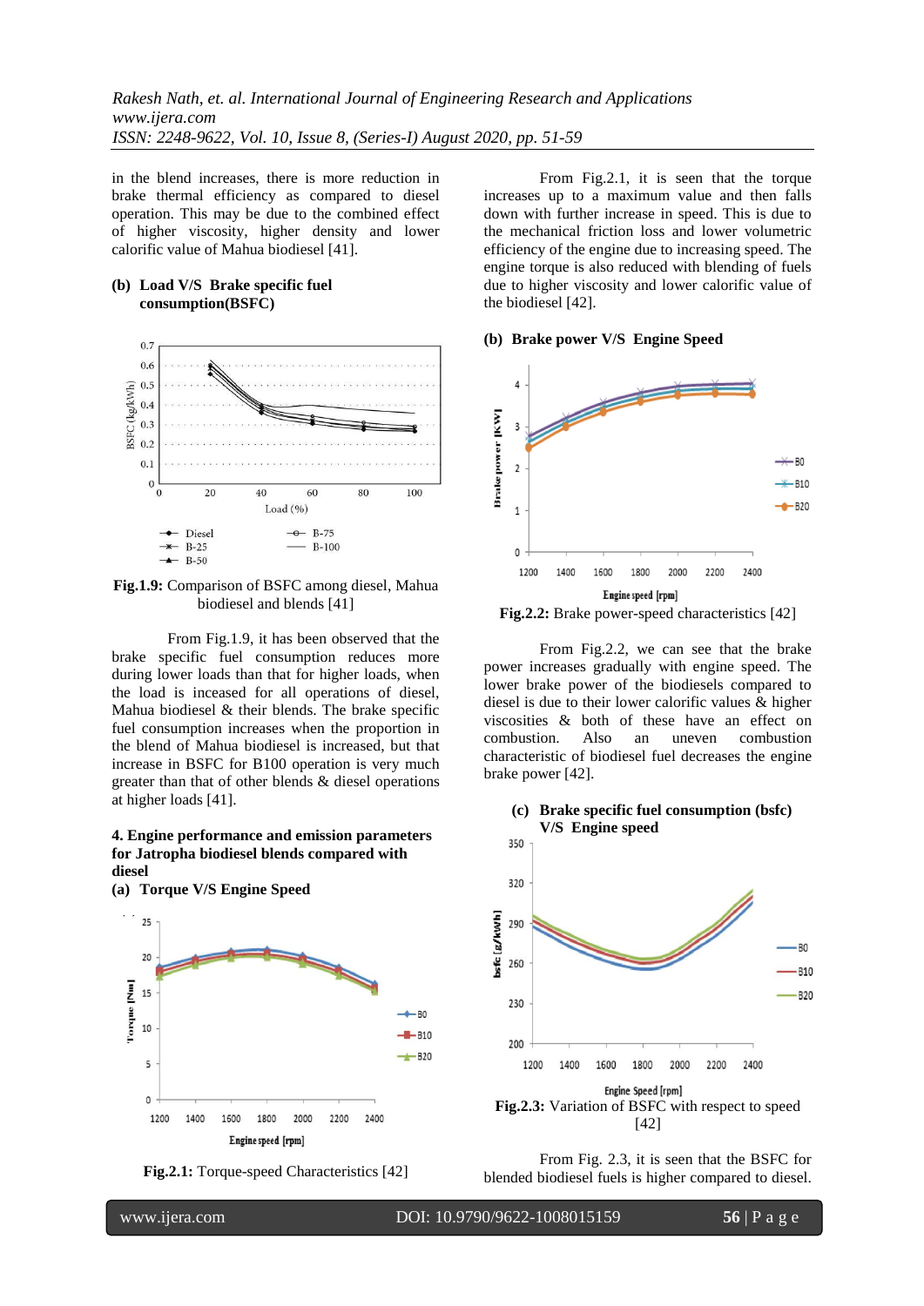in the blend increases, there is more reduction in brake thermal efficiency as compared to diesel operation. This may be due to the combined effect of higher viscosity, higher density and lower calorific value of Mahua biodiesel [41].

**(b) Load V/S Brake specific fuel consumption(BSFC)**

**Fig.1.9:** Comparison of BSFC among diesel, Mahua biodiesel and blends [41]

From Fig.1.9, it has been observed that the brake specific fuel consumption reduces more during lower loads than that for higher loads, when the load is inceased for all operations of diesel, Mahua biodiesel & their blends. The brake specific fuel consumption increases when the proportion in the blend of Mahua biodiesel is increased, but that increase in BSFC for B100 operation is very much greater than that of other blends & diesel operations at higher loads [41].

## 4. Engine performance and emission parameters for Jatropha biodiesel blends compared with diesel

**(a) Torque V/S Engine Speed**

**Fig.2.1:** Torque-speed Characteristics [42]

From Fig.2.1, it is seen that the torque increases up to a maximum value and then falls down with further increase in speed. This is due to the mechanical friction loss and lower volumetric efficiency of the engine due to increasing speed. The engine torque is also reduced with blending of fuels due to higher viscosity and lower calorific value of the biodiesel [42].

**(b) Brake power V/S Engine Speed**

**Fig.2.2:** Brake power-speed characteristics [42]

From Fig.2.2, we can see that the brake power increases gradually with engine speed. The lower brake power of the biodiesels compared to diesel is due to their lower calorific values & higher viscosities & both of these have an effect on combustion. Also an uneven combustion characteristic of biodiesel fuel decreases the engine brake power [42].

**(c) Brake specific fuel consumption (bsfc) V/S Engine speed**

**Fig.2.3:** Variation of BSFC with respect to speed [42]

From Fig. 2.3, it is seen that the BSFC for blended biodiesel fuels is higher compared to diesel.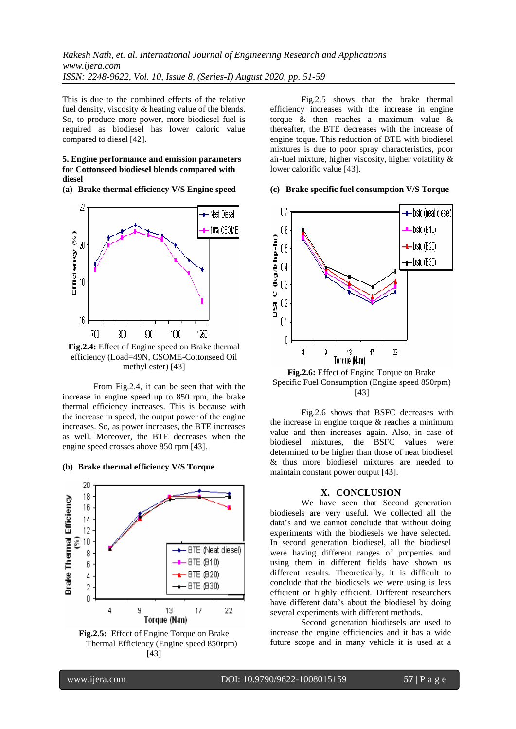This is due to the combined effects of the relative fuel density, viscosity & heating value of the blends. So, to produce more power, more biodiesel fuel is required as biodiesel has lower caloric value compared to diesel [42].

## 5. Engine performance and emission parameters for Cottonseed biodiesel blends compared with diesel

### (a) Brake thermal efficiency V/S Engine speed

**Fig.2.4:** Effect of Engine speed on Brake thermal efficiency (Load=49N, CSOME-Cottonseed Oil methyl ester) [43]

From Fig.2.4, it can be seen that with the increase in engine speed up to 850 rpm, the brake thermal efficiency increases. This is because with the increase in speed, the output power of the engine increases. So, as power increases, the BTE increases as well. Moreover, the BTE decreases when the engine speed crosses above 850 rpm [43].

### (b) Brake thermal efficiency V/S Torque

**Fig.2.5:** Effect of Engine Torque on Brake Thermal Efficiency (Engine speed 850rpm) [43]

Fig.2.5 shows that the brake thermal efficiency increases with the increase in engine torque & then reaches a maximum value & thereafter, the BTE decreases with the increase of engine toque. This reduction of BTE with biodiesel mixtures is due to poor spray characteristics, poor air-fuel mixture, higher viscosity, higher volatility & lower calorific value [43].

### (c) Brake specific fuel consumption V/S Torque

**Fig.2.6:** Effect of Engine Torque on Brake Specific Fuel Consumption (Engine speed 850rpm) [43]

Fig.2.6 shows that BSFC decreases with the increase in engine torque & reaches a minimum value and then increases again. Also, in case of biodiesel mixtures, the BSFC values were determined to be higher than those of neat biodiesel & thus more biodiesel mixtures are needed to maintain constant power output [43].

## X. CONCLUSION

We have seen that Second generation biodiesels are very useful. We collected all the data's and we cannot conclude that without doing experiments with the biodiesels we have selected. In second generation biodiesel, all the biodiesel were having different ranges of properties and using them in different fields have shown us different results. Theoretically, it is difficult to conclude that the biodiesels we were using is less efficient or highly efficient. Different researchers have different data's about the biodiesel by doing several experiments with different methods.

Second generation biodiesels are used to increase the engine efficiencies and it has a wide future scope and in many vehicle it is used at a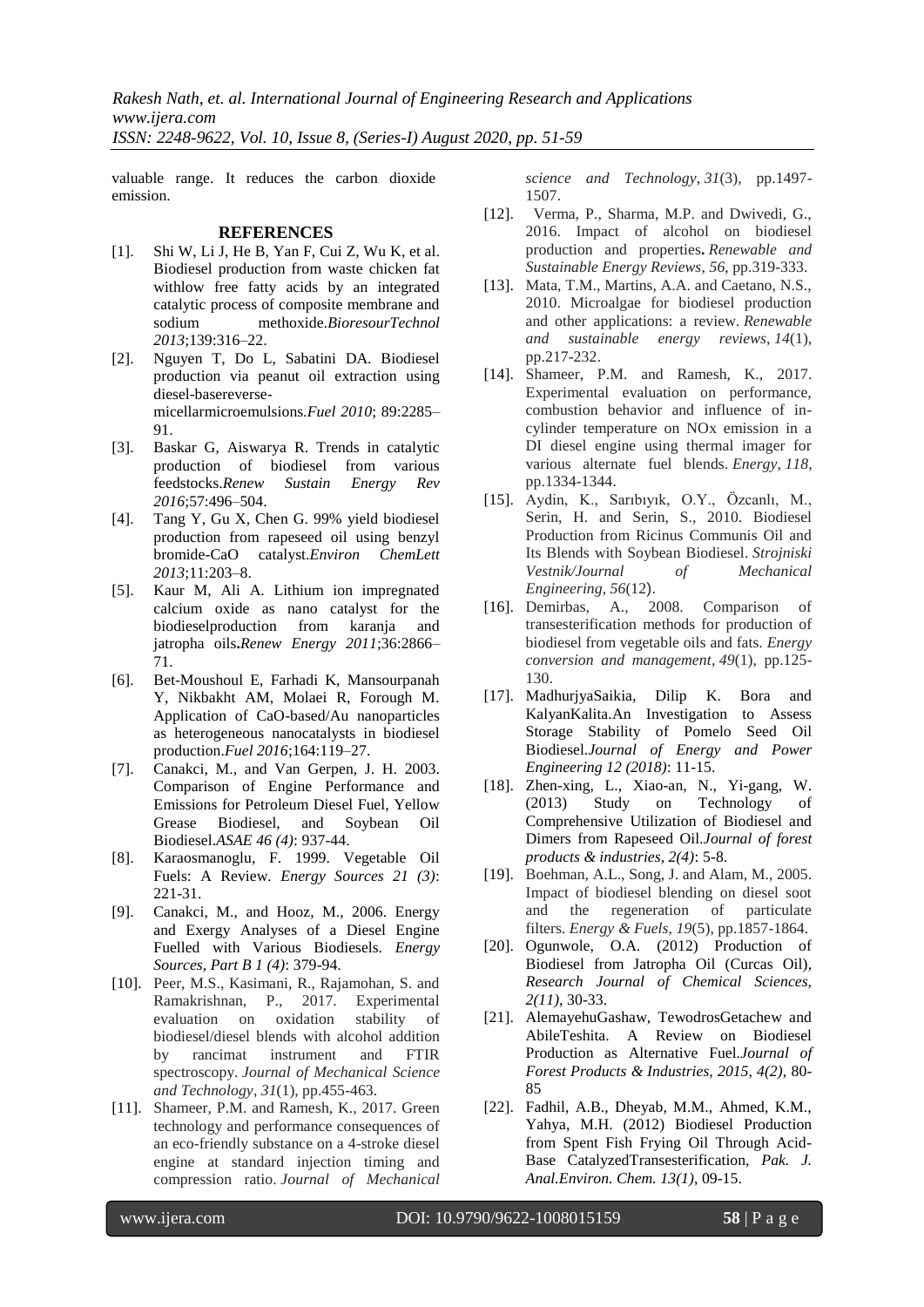valuable range. It reduces the carbon dioxide emission.

## REFERENCES

- [1]. Shi W, Li J, He B, Yan F, Cui Z, Wu K, et al. Biodiesel production from waste chicken fat withlow free fatty acids by an integrated catalytic process of composite membrane and sodium methoxide.*BioresourTechnol 2013*;139:316–22.
- [2]. Nguyen T, Do L, Sabatini DA. Biodiesel production via peanut oil extraction using diesel-basereverse-micellarmicroemulsions.*Fuel 2010*; 89:2285–91.
- [3]. Baskar G, Aiswarya R. Trends in catalytic production of biodiesel from various feedstocks.*Renew Sustain Energy Rev 2016*;57:496–504.
- [4]. Tang Y, Gu X, Chen G. 99% yield biodiesel production from rapeseed oil using benzyl bromide-CaO catalyst.*Environ ChemLett 2013*;11:203–8.
- [5]. Kaur M, Ali A. Lithium ion impregnated calcium oxide as nano catalyst for the biodieselproduction from karanja and jatropha oils**.***Renew Energy 2011*;36:2866–71.
- [6]. Bet-Moushoul E, Farhadi K, Mansourpanah Y, Nikbakht AM, Molaei R, Forough M. Application of CaO-based/Au nanoparticles as heterogeneous nanocatalysts in biodiesel production.*Fuel 2016*;164:119–27.
- [7]. Canakci, M., and Van Gerpen, J. H. 2003. Comparison of Engine Performance and Emissions for Petroleum Diesel Fuel, Yellow Grease Biodiesel, and Soybean Oil Biodiesel.*ASAE 46 (4)*: 937-44.
- [8]. Karaosmanoglu, F. 1999. Vegetable Oil Fuels: A Review. *Energy Sources 21 (3)*: 221-31.
- [9]. Canakci, M., and Hooz, M., 2006. Energy and Exergy Analyses of a Diesel Engine Fuelled with Various Biodiesels. *Energy Sources, Part B 1 (4)*: 379-94.
- [10]. Peer, M.S., Kasimani, R., Rajamohan, S. and Ramakrishnan, P., 2017. Experimental evaluation on oxidation stability of biodiesel/diesel blends with alcohol addition by rancimat instrument and FTIR spectroscopy. *Journal of Mechanical Science and Technology*, *31*(1), pp.455-463.
- [11]. Shameer, P.M. and Ramesh, K., 2017. Green technology and performance consequences of an eco-friendly substance on a 4-stroke diesel engine at standard injection timing and compression ratio. *Journal of Mechanical science and Technology*, *31*(3), pp.1497-1507.
- [12]. Verma, P., Sharma, M.P. and Dwivedi, G., 2016. Impact of alcohol on biodiesel production and properties**.** *Renewable and Sustainable Energy Reviews*, *56*, pp.319-333.
- [13]. Mata, T.M., Martins, A.A. and Caetano, N.S., 2010. Microalgae for biodiesel production and other applications: a review. *Renewable and sustainable energy reviews*, *14*(1), pp.217-232.
- [14]. Shameer, P.M. and Ramesh, K., 2017. Experimental evaluation on performance, combustion behavior and influence of in-cylinder temperature on NOx emission in a DI diesel engine using thermal imager for various alternate fuel blends. *Energy*, *118*, pp.1334-1344.
- [15]. Aydin, K., Sarıbıyık, O.Y., Özcanlı, M., Serin, H. and Serin, S., 2010. Biodiesel Production from Ricinus Communis Oil and Its Blends with Soybean Biodiesel. *Strojniski Vestnik/Journal of Mechanical Engineering*, *56*(12).
- [16]. Demirbas, A., 2008. Comparison of transesterification methods for production of biodiesel from vegetable oils and fats. *Energy conversion and management*, *49*(1), pp.125-130.
- [17]. MadhurjyaSaikia, Dilip K. Bora and KalyanKalita.An Investigation to Assess Storage Stability of Pomelo Seed Oil Biodiesel.*Journal of Energy and Power Engineering 12 (2018)*: 11-15.
- [18]. Zhen-xing, L., Xiao-an, N., Yi-gang, W. (2013) Study on Technology of Comprehensive Utilization of Biodiesel and Dimers from Rapeseed Oil.*Journal of forest products & industries, 2(4)*: 5-8.
- [19]. Boehman, A.L., Song, J. and Alam, M., 2005. Impact of biodiesel blending on diesel soot and the regeneration of particulate filters. *Energy & Fuels*, *19*(5), pp.1857-1864.
- [20]. Ogunwole, O.A. (2012) Production of Biodiesel from Jatropha Oil (Curcas Oil), *Research Journal of Chemical Sciences, 2(11)*, 30-33.
- [21]. AlemayehuGashaw, TewodrosGetachew and AbileTeshita. A Review on Biodiesel Production as Alternative Fuel.*Journal of Forest Products & Industries, 2015, 4(2)*, 80-85
- [22]. Fadhil, A.B., Dheyab, M.M., Ahmed, K.M., Yahya, M.H. (2012) Biodiesel Production from Spent Fish Frying Oil Through Acid-Base CatalyzedTransesterification, *Pak. J. Anal.Environ. Chem. 13(1)*, 09-15.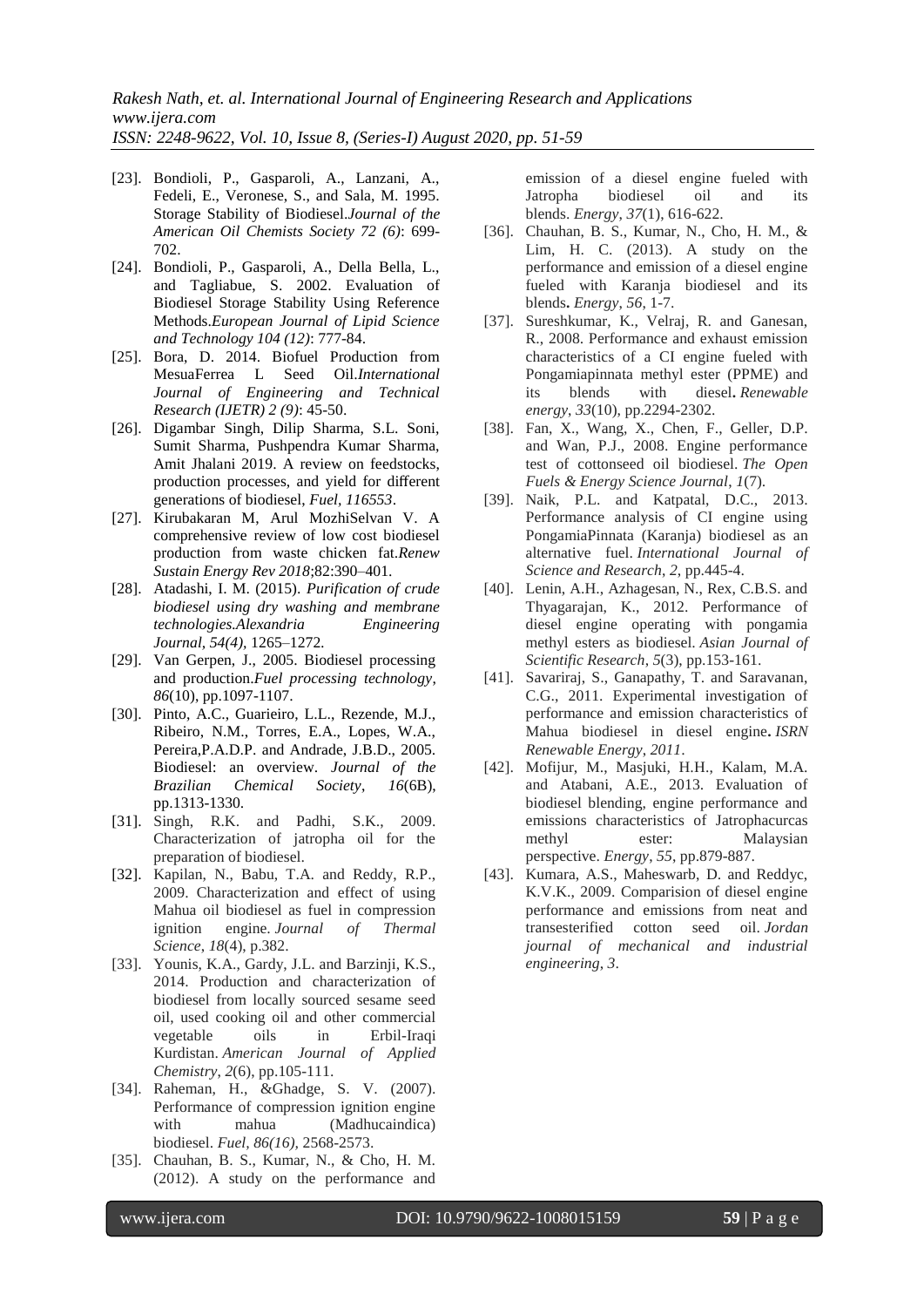[23]. Bondioli, P., Gasparoli, A., Lanzani, A., Fedeli, E., Veronese, S., and Sala, M. 1995. Storage Stability of Biodiesel.*Journal of the American Oil Chemists Society 72 (6)*: 699-702.

[24]. Bondioli, P., Gasparoli, A., Della Bella, L., and Tagliabue, S. 2002. Evaluation of Biodiesel Storage Stability Using Reference Methods.*European Journal of Lipid Science and Technology 104 (12)*: 777-84.

[25]. Bora, D. 2014. Biofuel Production from MesuaFerrea L Seed Oil.*International Journal of Engineering and Technical Research (IJETR) 2 (9)*: 45-50.

[26]. Digambar Singh, Dilip Sharma, S.L. Soni, Sumit Sharma, Pushpendra Kumar Sharma, Amit Jhalani 2019. A review on feedstocks, production processes, and yield for different generations of biodiesel, *Fuel, 116553*.

[27]. Kirubakaran M, Arul MozhiSelvan V. A comprehensive review of low cost biodiesel production from waste chicken fat.*Renew Sustain Energy Rev 2018*;82:390–401.

[28]. Atadashi, I. M. (2015). *Purification of crude biodiesel using dry washing and membrane technologies.Alexandria Engineering Journal, 54(4)*, 1265–1272.

[29]. Van Gerpen, J., 2005. Biodiesel processing and production.*Fuel processing technology*, *86*(10), pp.1097-1107.

[30]. Pinto, A.C., Guarieiro, L.L., Rezende, M.J., Ribeiro, N.M., Torres, E.A., Lopes, W.A., Pereira,P.A.D.P. and Andrade, J.B.D., 2005. Biodiesel: an overview. *Journal of the Brazilian Chemical Society*, *16*(6B), pp.1313-1330.

[31]. Singh, R.K. and Padhi, S.K., 2009. Characterization of jatropha oil for the preparation of biodiesel.

[32]. Kapilan, N., Babu, T.A. and Reddy, R.P., 2009. Characterization and effect of using Mahua oil biodiesel as fuel in compression ignition engine. *Journal of Thermal Science*, *18*(4), p.382.

[33]. Younis, K.A., Gardy, J.L. and Barzinji, K.S., 2014. Production and characterization of biodiesel from locally sourced sesame seed oil, used cooking oil and other commercial vegetable oils in Erbil-Iraqi Kurdistan. *American Journal of Applied Chemistry*, *2*(6), pp.105-111.

[34]. Raheman, H., &Ghadge, S. V. (2007). Performance of compression ignition engine with mahua (Madhucaindica) biodiesel. *Fuel, 86(16)*, 2568-2573.

[35]. Chauhan, B. S., Kumar, N., & Cho, H. M. (2012). A study on the performance and emission of a diesel engine fueled with Jatropha biodiesel oil and its blends. *Energy*, *37*(1), 616-622.

[36]. Chauhan, B. S., Kumar, N., Cho, H. M., & Lim, H. C. (2013). A study on the performance and emission of a diesel engine fueled with Karanja biodiesel and its blends**.** *Energy*, *56*, 1-7.

[37]. Sureshkumar, K., Velraj, R. and Ganesan, R., 2008. Performance and exhaust emission characteristics of a CI engine fueled with Pongamiapinnata methyl ester (PPME) and its blends with diesel**.** *Renewable energy*, *33*(10), pp.2294-2302.

[38]. Fan, X., Wang, X., Chen, F., Geller, D.P. and Wan, P.J., 2008. Engine performance test of cottonseed oil biodiesel. *The Open Fuels & Energy Science Journal*, *1*(7).

[39]. Naik, P.L. and Katpatal, D.C., 2013. Performance analysis of CI engine using PongamiaPinnata (Karanja) biodiesel as an alternative fuel. *International Journal of Science and Research*, *2*, pp.445-4.

[40]. Lenin, A.H., Azhagesan, N., Rex, C.B.S. and Thyagarajan, K., 2012. Performance of diesel engine operating with pongamia methyl esters as biodiesel. *Asian Journal of Scientific Research*, *5*(3), pp.153-161.

[41]. Savariraj, S., Ganapathy, T. and Saravanan, C.G., 2011. Experimental investigation of performance and emission characteristics of Mahua biodiesel in diesel engine**.** *ISRN Renewable Energy*, *2011*.

[42]. Mofijur, M., Masjuki, H.H., Kalam, M.A. and Atabani, A.E., 2013. Evaluation of biodiesel blending, engine performance and emissions characteristics of Jatrophacurcas methyl ester: Malaysian perspective. *Energy*, *55*, pp.879-887.

[43]. Kumara, A.S., Maheswarb, D. and Reddyc, K.V.K., 2009. Comparision of diesel engine performance and emissions from neat and transesterified cotton seed oil. *Jordan journal of mechanical and industrial engineering*, *3*.